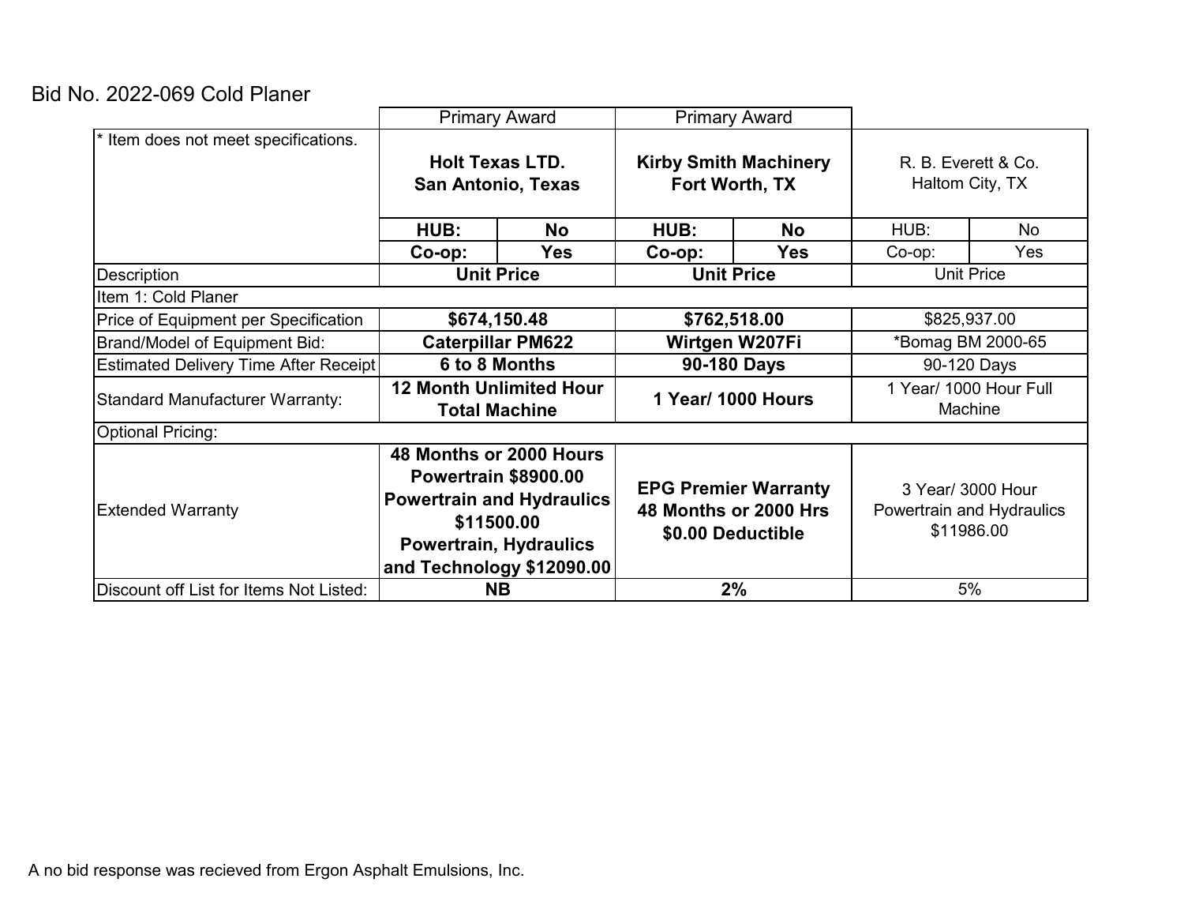Bid No. 2022-069 Cold Planer

| * Item does not meet specifications. | Primary Award | | Primary Award | | | |
|---|---|---|---|---|---|---|
| | **Holt Texas LTD.**<br>**San Antonio, Texas** | | **Kirby Smith Machinery**<br>**Fort Worth, TX** | | R. B. Everett & Co.<br>Haltom City, TX | |
| | **HUB:** | **No** | **HUB:** | **No** | HUB: | No |
| | **Co-op:** | **Yes** | **Co-op:** | **Yes** | Co-op: | Yes |
| Description | **Unit Price** | | **Unit Price** | | Unit Price | |
| Item 1: Cold Planer | | | | | | |
| Price of Equipment per Specification | **$674,150.48** | | **$762,518.00** | | $825,937.00 | |
| Brand/Model of Equipment Bid: | **Caterpillar PM622** | | **Wirtgen W207Fi** | | *Bomag BM 2000-65 | |
| Estimated Delivery Time After Receipt | **6 to 8 Months** | | **90-180 Days** | | 90-120 Days | |
| Standard Manufacturer Warranty: | **12 Month Unlimited Hour Total Machine** | | **1 Year/ 1000 Hours** | | 1 Year/ 1000 Hour Full Machine | |
| Optional Pricing: | | | | | | |
| Extended Warranty | **48 Months or 2000 Hours Powertrain $8900.00 Powertrain and Hydraulics $11500.00 Powertrain, Hydraulics and Technology $12090.00** | | **EPG Premier Warranty 48 Months or 2000 Hrs $0.00 Deductible** | | 3 Year/ 3000 Hour Powertrain and Hydraulics $11986.00 | |
| Discount off List for Items Not Listed: | **NB** | | **2%** | | 5% | |

A no bid response was recieved from Ergon Asphalt Emulsions, Inc.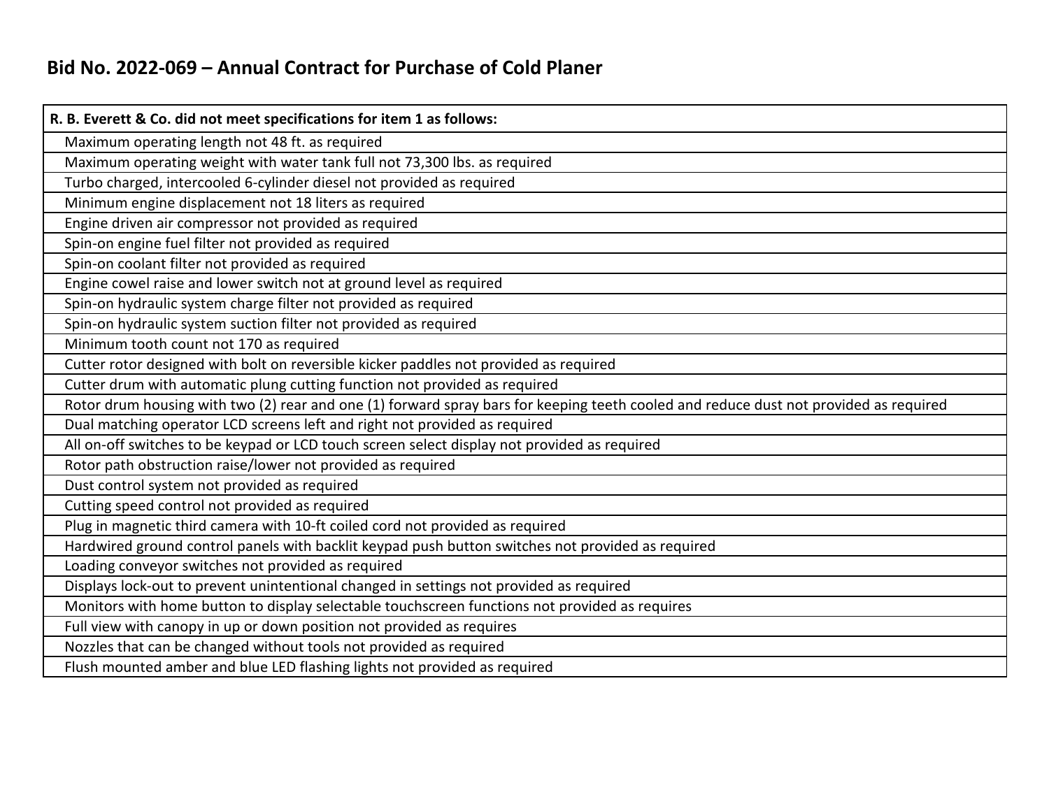## Bid No. 2022-069 – Annual Contract for Purchase of Cold Planer

| **R. B. Everett & Co. did not meet specifications for item 1 as follows:** |
| --- |
| Maximum operating length not 48 ft. as required |
| Maximum operating weight with water tank full not 73,300 lbs. as required |
| Turbo charged, intercooled 6-cylinder diesel not provided as required |
| Minimum engine displacement not 18 liters as required |
| Engine driven air compressor not provided as required |
| Spin-on engine fuel filter not provided as required |
| Spin-on coolant filter not provided as required |
| Engine cowel raise and lower switch not at ground level as required |
| Spin-on hydraulic system charge filter not provided as required |
| Spin-on hydraulic system suction filter not provided as required |
| Minimum tooth count not 170 as required |
| Cutter rotor designed with bolt on reversible kicker paddles not provided as required |
| Cutter drum with automatic plung cutting function not provided as required |
| Rotor drum housing with two (2) rear and one (1) forward spray bars for keeping teeth cooled and reduce dust not provided as required |
| Dual matching operator LCD screens left and right not provided as required |
| All on-off switches to be keypad or LCD touch screen select display not provided as required |
| Rotor path obstruction raise/lower not provided as required |
| Dust control system not provided as required |
| Cutting speed control not provided as required |
| Plug in magnetic third camera with 10-ft coiled cord not provided as required |
| Hardwired ground control panels with backlit keypad push button switches not provided as required |
| Loading conveyor switches not provided as required |
| Displays lock-out to prevent unintentional changed in settings not provided as required |
| Monitors with home button to display selectable touchscreen functions not provided as requires |
| Full view with canopy in up or down position not provided as requires |
| Nozzles that can be changed without tools not provided as required |
| Flush mounted amber and blue LED flashing lights not provided as required |